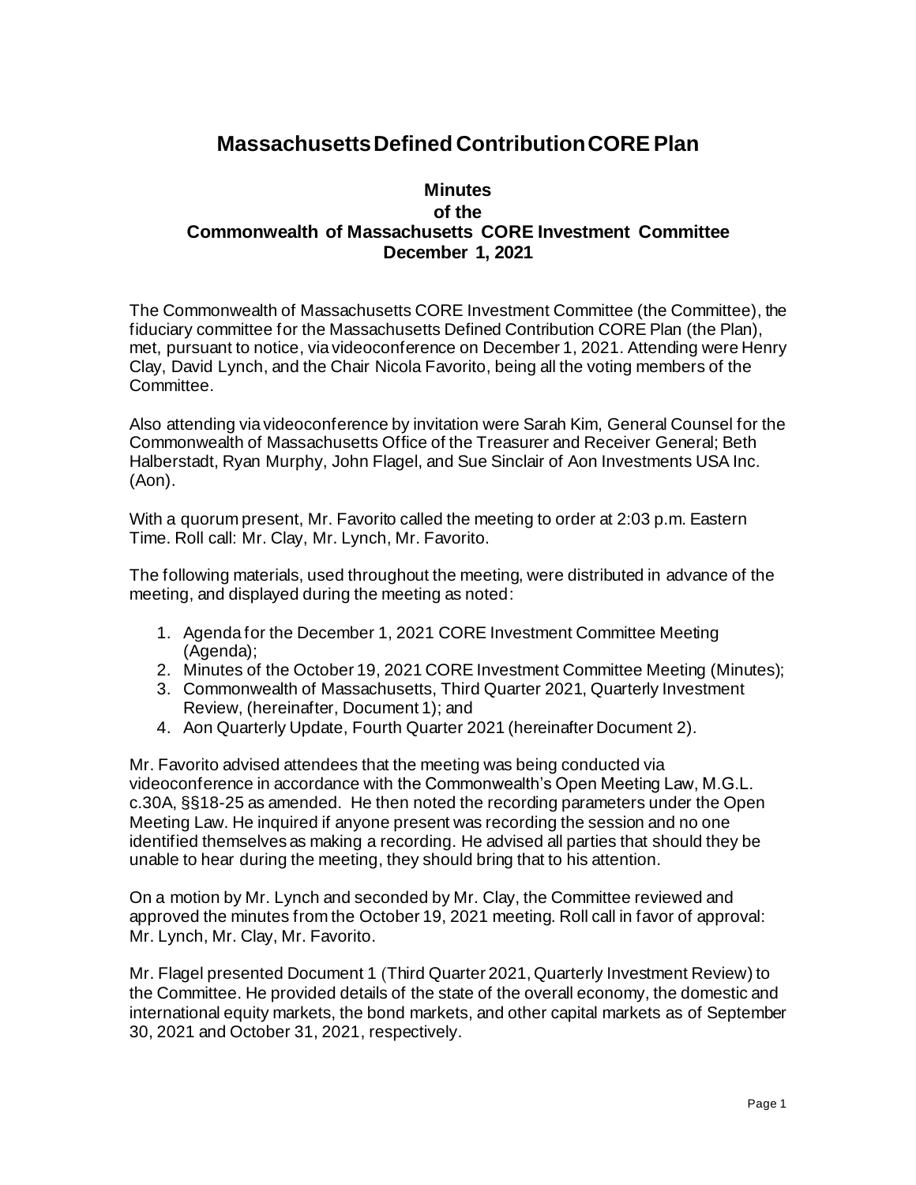# Massachusetts Defined Contribution CORE Plan

## Minutes
## of the
## Commonwealth of Massachusetts CORE Investment Committee
## December 1, 2021

The Commonwealth of Massachusetts CORE Investment Committee (the Committee), the fiduciary committee for the Massachusetts Defined Contribution CORE Plan (the Plan), met, pursuant to notice, via videoconference on December 1, 2021. Attending were Henry Clay, David Lynch, and the Chair Nicola Favorito, being all the voting members of the Committee.

Also attending via videoconference by invitation were Sarah Kim, General Counsel for the Commonwealth of Massachusetts Office of the Treasurer and Receiver General; Beth Halberstadt, Ryan Murphy, John Flagel, and Sue Sinclair of Aon Investments USA Inc. (Aon).

With a quorum present, Mr. Favorito called the meeting to order at 2:03 p.m. Eastern Time. Roll call: Mr. Clay, Mr. Lynch, Mr. Favorito.

The following materials, used throughout the meeting, were distributed in advance of the meeting, and displayed during the meeting as noted:

1. Agenda for the December 1, 2021 CORE Investment Committee Meeting (Agenda);
2. Minutes of the October 19, 2021 CORE Investment Committee Meeting (Minutes);
3. Commonwealth of Massachusetts, Third Quarter 2021, Quarterly Investment Review, (hereinafter, Document 1); and
4. Aon Quarterly Update, Fourth Quarter 2021 (hereinafter Document 2).

Mr. Favorito advised attendees that the meeting was being conducted via videoconference in accordance with the Commonwealth's Open Meeting Law, M.G.L. c.30A, §§18-25 as amended. He then noted the recording parameters under the Open Meeting Law. He inquired if anyone present was recording the session and no one identified themselves as making a recording. He advised all parties that should they be unable to hear during the meeting, they should bring that to his attention.

On a motion by Mr. Lynch and seconded by Mr. Clay, the Committee reviewed and approved the minutes from the October 19, 2021 meeting. Roll call in favor of approval: Mr. Lynch, Mr. Clay, Mr. Favorito.

Mr. Flagel presented Document 1 (Third Quarter 2021, Quarterly Investment Review) to the Committee. He provided details of the state of the overall economy, the domestic and international equity markets, the bond markets, and other capital markets as of September 30, 2021 and October 31, 2021, respectively.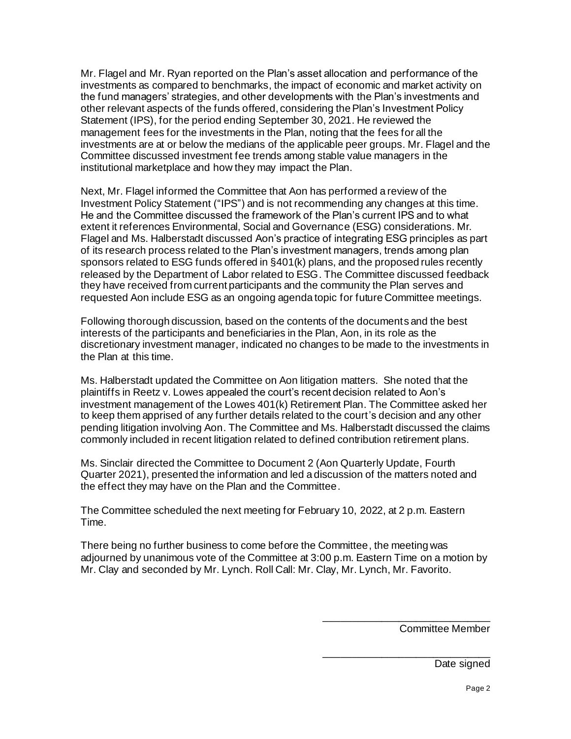Mr. Flagel and Mr. Ryan reported on the Plan's asset allocation and performance of the investments as compared to benchmarks, the impact of economic and market activity on the fund managers' strategies, and other developments with the Plan's investments and other relevant aspects of the funds offered, considering the Plan's Investment Policy Statement (IPS), for the period ending September 30, 2021. He reviewed the management fees for the investments in the Plan, noting that the fees for all the investments are at or below the medians of the applicable peer groups. Mr. Flagel and the Committee discussed investment fee trends among stable value managers in the institutional marketplace and how they may impact the Plan.

Next, Mr. Flagel informed the Committee that Aon has performed a review of the Investment Policy Statement ("IPS") and is not recommending any changes at this time. He and the Committee discussed the framework of the Plan's current IPS and to what extent it references Environmental, Social and Governance (ESG) considerations. Mr. Flagel and Ms. Halberstadt discussed Aon's practice of integrating ESG principles as part of its research process related to the Plan's investment managers, trends among plan sponsors related to ESG funds offered in §401(k) plans, and the proposed rules recently released by the Department of Labor related to ESG. The Committee discussed feedback they have received from current participants and the community the Plan serves and requested Aon include ESG as an ongoing agenda topic for future Committee meetings.

Following thorough discussion, based on the contents of the documents and the best interests of the participants and beneficiaries in the Plan, Aon, in its role as the discretionary investment manager, indicated no changes to be made to the investments in the Plan at this time.

Ms. Halberstadt updated the Committee on Aon litigation matters. She noted that the plaintiffs in Reetz v. Lowes appealed the court's recent decision related to Aon's investment management of the Lowes 401(k) Retirement Plan. The Committee asked her to keep them apprised of any further details related to the court's decision and any other pending litigation involving Aon. The Committee and Ms. Halberstadt discussed the claims commonly included in recent litigation related to defined contribution retirement plans.

Ms. Sinclair directed the Committee to Document 2 (Aon Quarterly Update, Fourth Quarter 2021), presented the information and led a discussion of the matters noted and the effect they may have on the Plan and the Committee.

The Committee scheduled the next meeting for February 10, 2022, at 2 p.m. Eastern Time.

There being no further business to come before the Committee, the meeting was adjourned by unanimous vote of the Committee at 3:00 p.m. Eastern Time on a motion by Mr. Clay and seconded by Mr. Lynch. Roll Call: Mr. Clay, Mr. Lynch, Mr. Favorito.

______________________________
Committee Member

______________________________
Date signed